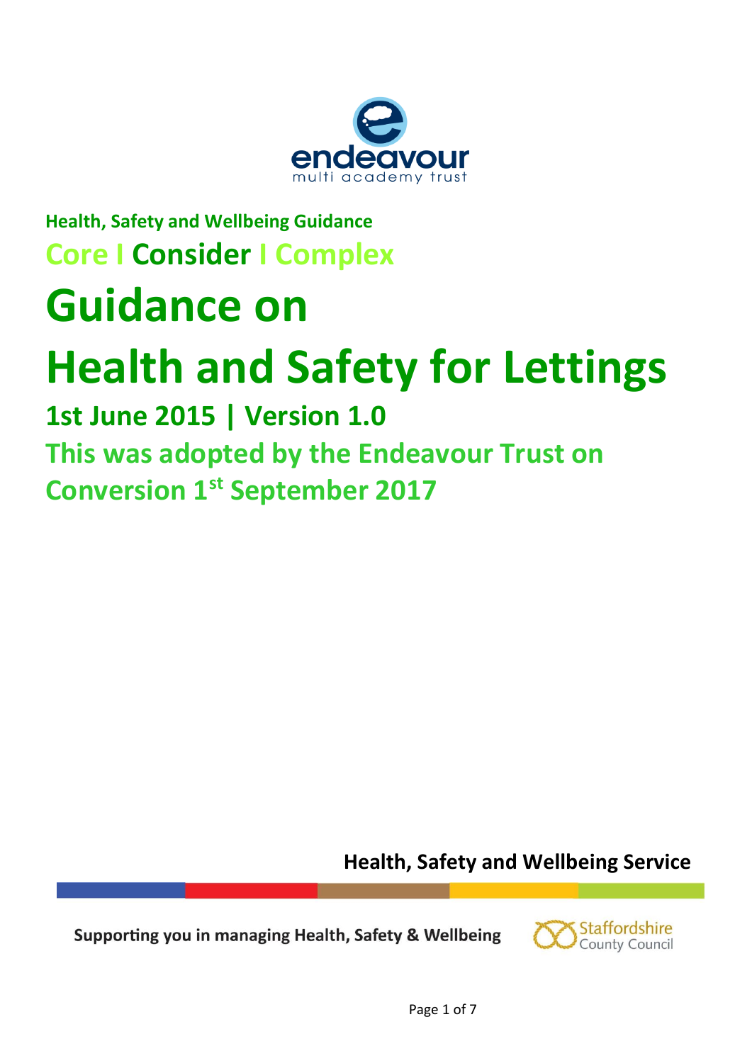endeavour
multi academy trust

**Health, Safety and Wellbeing Guidance**

**Core I Consider I Complex**

# Guidance on Health and Safety for Lettings

## 1st June 2015 | Version 1.0

## This was adopted by the Endeavour Trust on Conversion 1st September 2017

**Health, Safety and Wellbeing Service**

**Supporting you in managing Health, Safety & Wellbeing**

Staffordshire County Council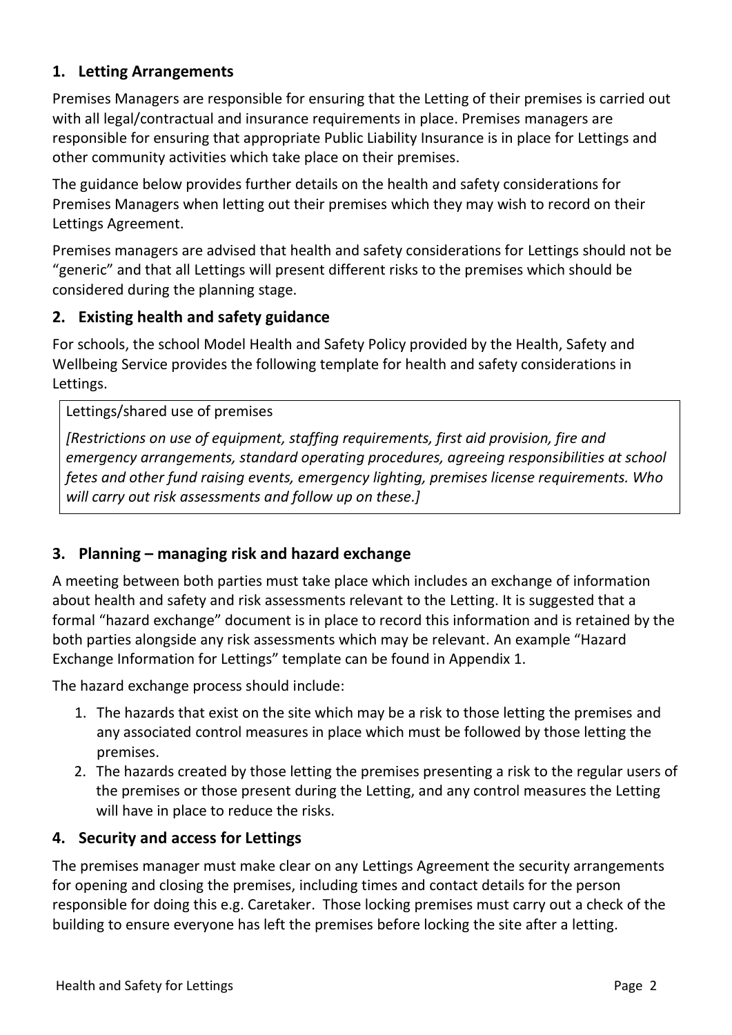## 1. Letting Arrangements

Premises Managers are responsible for ensuring that the Letting of their premises is carried out with all legal/contractual and insurance requirements in place. Premises managers are responsible for ensuring that appropriate Public Liability Insurance is in place for Lettings and other community activities which take place on their premises.

The guidance below provides further details on the health and safety considerations for Premises Managers when letting out their premises which they may wish to record on their Lettings Agreement.

Premises managers are advised that health and safety considerations for Lettings should not be "generic" and that all Lettings will present different risks to the premises which should be considered during the planning stage.

## 2. Existing health and safety guidance

For schools, the school Model Health and Safety Policy provided by the Health, Safety and Wellbeing Service provides the following template for health and safety considerations in Lettings.

| Lettings/shared use of premises |
|---|
| *[Restrictions on use of equipment, staffing requirements, first aid provision, fire and emergency arrangements, standard operating procedures, agreeing responsibilities at school fetes and other fund raising events, emergency lighting, premises license requirements. Who will carry out risk assessments and follow up on these.]* |

## 3. Planning – managing risk and hazard exchange

A meeting between both parties must take place which includes an exchange of information about health and safety and risk assessments relevant to the Letting. It is suggested that a formal "hazard exchange" document is in place to record this information and is retained by the both parties alongside any risk assessments which may be relevant. An example "Hazard Exchange Information for Lettings" template can be found in Appendix 1.

The hazard exchange process should include:

1. The hazards that exist on the site which may be a risk to those letting the premises and any associated control measures in place which must be followed by those letting the premises.
2. The hazards created by those letting the premises presenting a risk to the regular users of the premises or those present during the Letting, and any control measures the Letting will have in place to reduce the risks.

## 4. Security and access for Lettings

The premises manager must make clear on any Lettings Agreement the security arrangements for opening and closing the premises, including times and contact details for the person responsible for doing this e.g. Caretaker. Those locking premises must carry out a check of the building to ensure everyone has left the premises before locking the site after a letting.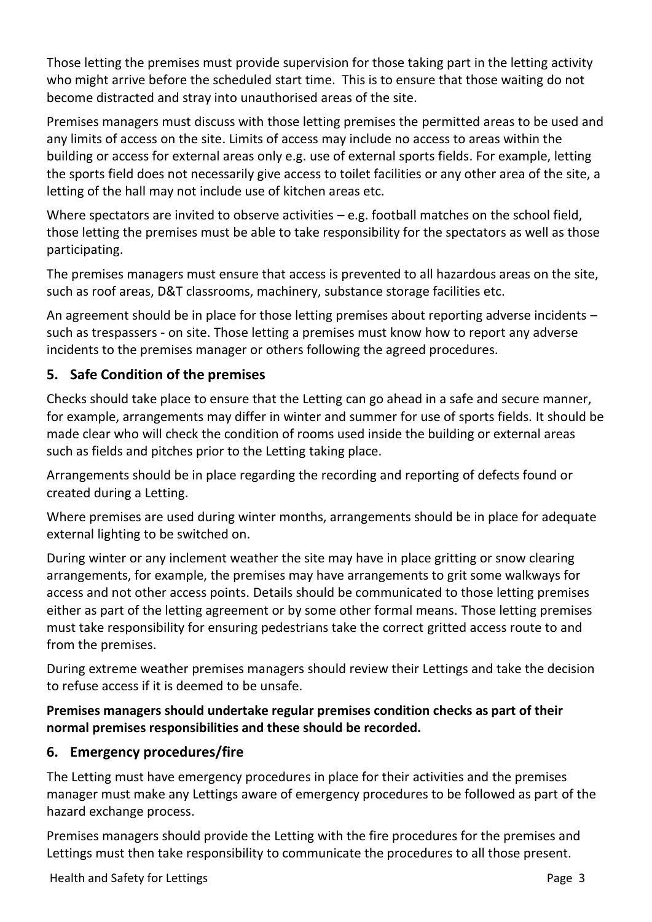Those letting the premises must provide supervision for those taking part in the letting activity who might arrive before the scheduled start time. This is to ensure that those waiting do not become distracted and stray into unauthorised areas of the site.

Premises managers must discuss with those letting premises the permitted areas to be used and any limits of access on the site. Limits of access may include no access to areas within the building or access for external areas only e.g. use of external sports fields. For example, letting the sports field does not necessarily give access to toilet facilities or any other area of the site, a letting of the hall may not include use of kitchen areas etc.

Where spectators are invited to observe activities – e.g. football matches on the school field, those letting the premises must be able to take responsibility for the spectators as well as those participating.

The premises managers must ensure that access is prevented to all hazardous areas on the site, such as roof areas, D&T classrooms, machinery, substance storage facilities etc.

An agreement should be in place for those letting premises about reporting adverse incidents – such as trespassers - on site. Those letting a premises must know how to report any adverse incidents to the premises manager or others following the agreed procedures.

## 5. Safe Condition of the premises

Checks should take place to ensure that the Letting can go ahead in a safe and secure manner, for example, arrangements may differ in winter and summer for use of sports fields. It should be made clear who will check the condition of rooms used inside the building or external areas such as fields and pitches prior to the Letting taking place.

Arrangements should be in place regarding the recording and reporting of defects found or created during a Letting.

Where premises are used during winter months, arrangements should be in place for adequate external lighting to be switched on.

During winter or any inclement weather the site may have in place gritting or snow clearing arrangements, for example, the premises may have arrangements to grit some walkways for access and not other access points. Details should be communicated to those letting premises either as part of the letting agreement or by some other formal means. Those letting premises must take responsibility for ensuring pedestrians take the correct gritted access route to and from the premises.

During extreme weather premises managers should review their Lettings and take the decision to refuse access if it is deemed to be unsafe.

**Premises managers should undertake regular premises condition checks as part of their normal premises responsibilities and these should be recorded.**

## 6. Emergency procedures/fire

The Letting must have emergency procedures in place for their activities and the premises manager must make any Lettings aware of emergency procedures to be followed as part of the hazard exchange process.

Premises managers should provide the Letting with the fire procedures for the premises and Lettings must then take responsibility to communicate the procedures to all those present.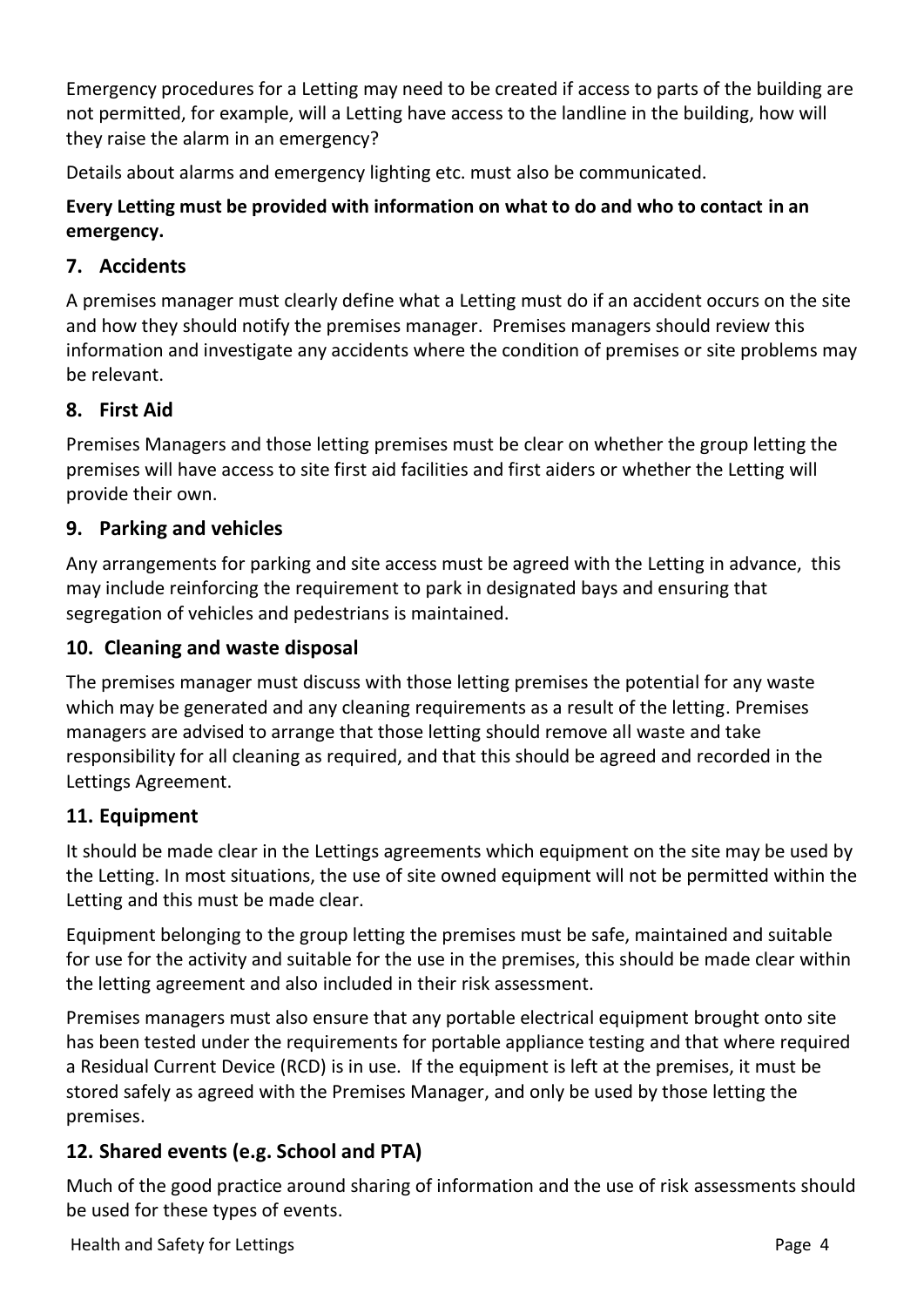Emergency procedures for a Letting may need to be created if access to parts of the building are not permitted, for example, will a Letting have access to the landline in the building, how will they raise the alarm in an emergency?

Details about alarms and emergency lighting etc. must also be communicated.

**Every Letting must be provided with information on what to do and who to contact in an emergency.**

## 7. Accidents

A premises manager must clearly define what a Letting must do if an accident occurs on the site and how they should notify the premises manager. Premises managers should review this information and investigate any accidents where the condition of premises or site problems may be relevant.

## 8. First Aid

Premises Managers and those letting premises must be clear on whether the group letting the premises will have access to site first aid facilities and first aiders or whether the Letting will provide their own.

## 9. Parking and vehicles

Any arrangements for parking and site access must be agreed with the Letting in advance, this may include reinforcing the requirement to park in designated bays and ensuring that segregation of vehicles and pedestrians is maintained.

## 10. Cleaning and waste disposal

The premises manager must discuss with those letting premises the potential for any waste which may be generated and any cleaning requirements as a result of the letting. Premises managers are advised to arrange that those letting should remove all waste and take responsibility for all cleaning as required, and that this should be agreed and recorded in the Lettings Agreement.

## 11. Equipment

It should be made clear in the Lettings agreements which equipment on the site may be used by the Letting. In most situations, the use of site owned equipment will not be permitted within the Letting and this must be made clear.

Equipment belonging to the group letting the premises must be safe, maintained and suitable for use for the activity and suitable for the use in the premises, this should be made clear within the letting agreement and also included in their risk assessment.

Premises managers must also ensure that any portable electrical equipment brought onto site has been tested under the requirements for portable appliance testing and that where required a Residual Current Device (RCD) is in use. If the equipment is left at the premises, it must be stored safely as agreed with the Premises Manager, and only be used by those letting the premises.

## 12. Shared events (e.g. School and PTA)

Much of the good practice around sharing of information and the use of risk assessments should be used for these types of events.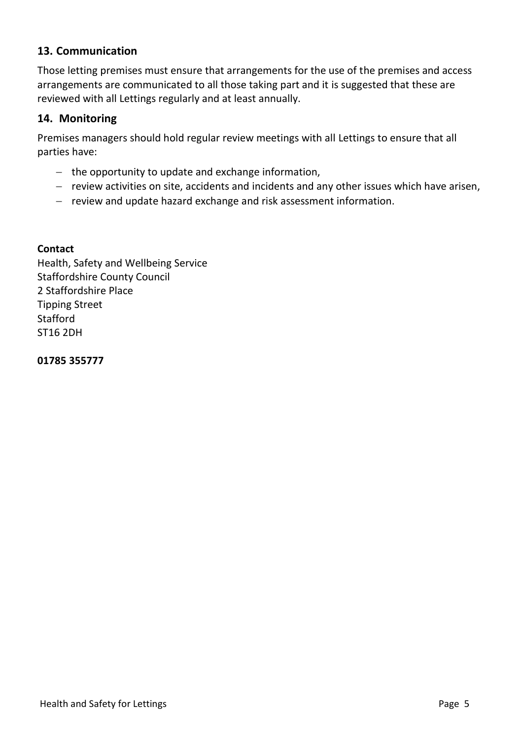## 13. Communication

Those letting premises must ensure that arrangements for the use of the premises and access arrangements are communicated to all those taking part and it is suggested that these are reviewed with all Lettings regularly and at least annually.

## 14. Monitoring

Premises managers should hold regular review meetings with all Lettings to ensure that all parties have:

- the opportunity to update and exchange information,
- review activities on site, accidents and incidents and any other issues which have arisen,
- review and update hazard exchange and risk assessment information.

**Contact**
Health, Safety and Wellbeing Service
Staffordshire County Council
2 Staffordshire Place
Tipping Street
Stafford
ST16 2DH

**01785 355777**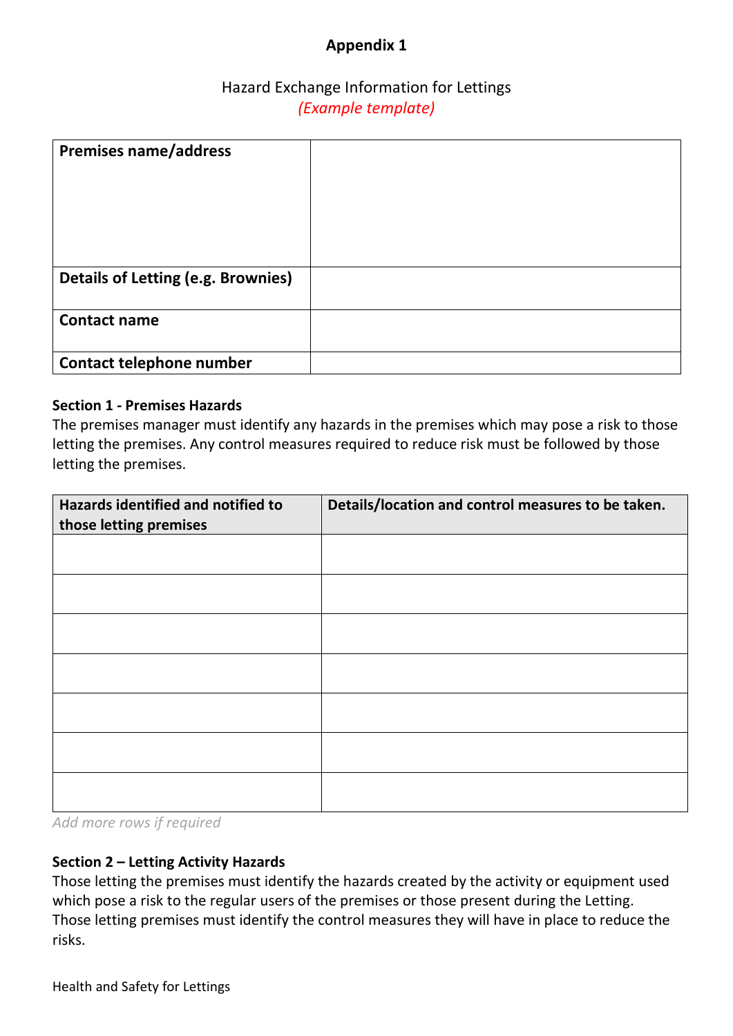# Appendix 1

Hazard Exchange Information for Lettings

*(Example template)*

| **Premises name/address** | |
|---|---|
| **Details of Letting (e.g. Brownies)** | |
| **Contact name** | |
| **Contact telephone number** | |

**Section 1 - Premises Hazards**

The premises manager must identify any hazards in the premises which may pose a risk to those letting the premises. Any control measures required to reduce risk must be followed by those letting the premises.

| Hazards identified and notified to those letting premises | Details/location and control measures to be taken. |
|---|---|
| | |
| | |
| | |
| | |
| | |
| | |
| | |

*Add more rows if required*

**Section 2 – Letting Activity Hazards**

Those letting the premises must identify the hazards created by the activity or equipment used which pose a risk to the regular users of the premises or those present during the Letting. Those letting premises must identify the control measures they will have in place to reduce the risks.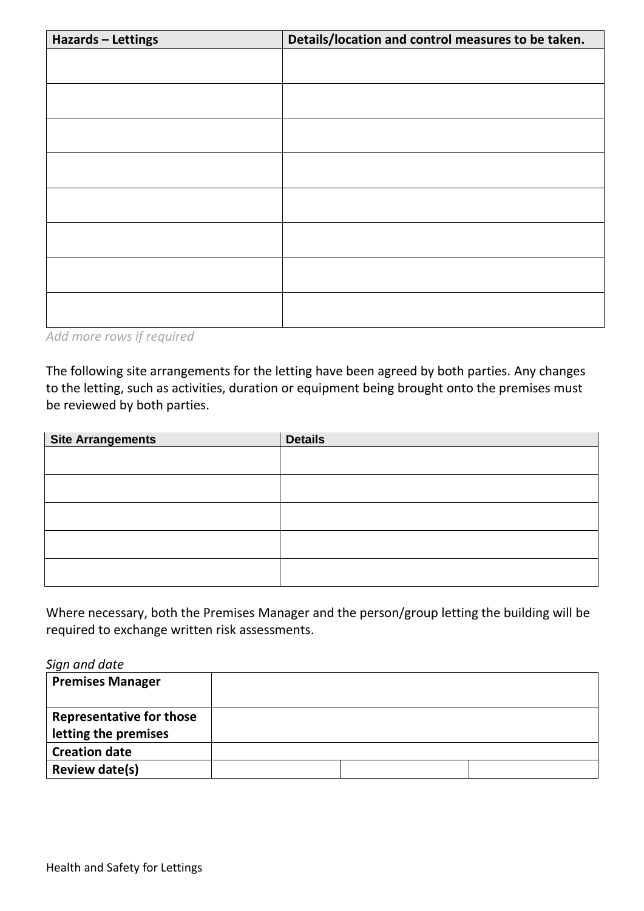| Hazards – Lettings | Details/location and control measures to be taken. |
|---|---|
| | |
| | |
| | |
| | |
| | |
| | |
| | |
| | |

*Add more rows if required*

The following site arrangements for the letting have been agreed by both parties. Any changes to the letting, such as activities, duration or equipment being brought onto the premises must be reviewed by both parties.

| Site Arrangements | Details |
|---|---|
| | |
| | |
| | |
| | |
| | |

Where necessary, both the Premises Manager and the person/group letting the building will be required to exchange written risk assessments.

*Sign and date*

| | | | |
|---|---|---|---|
| **Premises Manager** | | | |
| **Representative for those letting the premises** | | | |
| **Creation date** | | | |
| **Review date(s)** | | | |